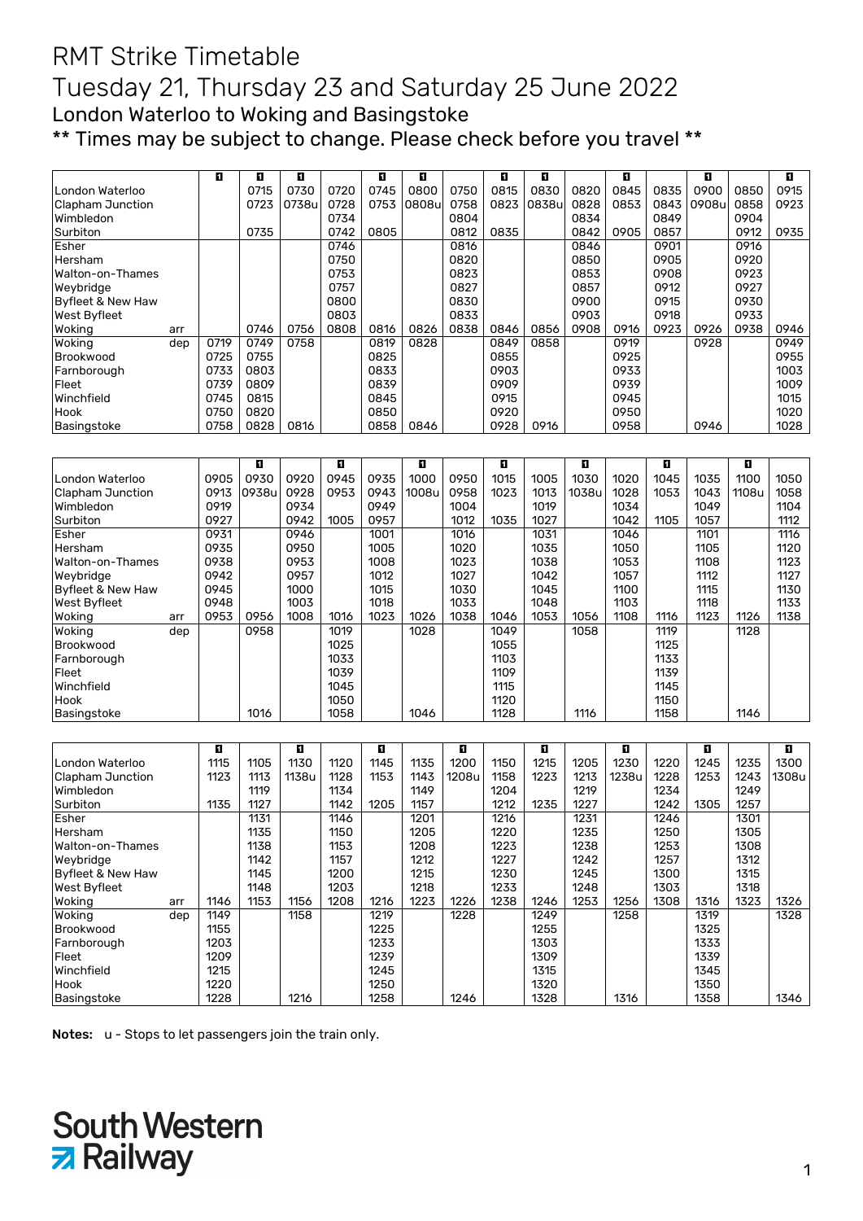# RMT Strike Timetable

# Tuesday 21, Thursday 23 and Saturday 25 June 2022

## London Waterloo to Woking and Basingstoke

## ** Times may be subject to change. Please check before you travel **

| | | 1 | 1 | 1 | | 1 | 1 | | 1 | 1 | | 1 | | 1 | | 1 |
|---|---|---|---|---|---|---|---|---|---|---|---|---|---|---|---|---|
| London Waterloo | | | 0715 | 0730 | 0720 | 0745 | 0800 | 0750 | 0815 | 0830 | 0820 | 0845 | 0835 | 0900 | 0850 | 0915 |
| Clapham Junction | | | 0723 | 0738u | 0728 | 0753 | 0808u | 0758 | 0823 | 0838u | 0828 | 0853 | 0843 | 0908u | 0858 | 0923 |
| Wimbledon | | | | | 0734 | | | 0804 | | | 0834 | | 0849 | | 0904 | |
| Surbiton | | | 0735 | | 0742 | 0805 | | 0812 | 0835 | | 0842 | 0905 | 0857 | | 0912 | 0935 |
| Esher | | | | | 0746 | | | 0816 | | | 0846 | | 0901 | | 0916 | |
| Hersham | | | | | 0750 | | | 0820 | | | 0850 | | 0905 | | 0920 | |
| Walton-on-Thames | | | | | 0753 | | | 0823 | | | 0853 | | 0908 | | 0923 | |
| Weybridge | | | | | 0757 | | | 0827 | | | 0857 | | 0912 | | 0927 | |
| Byfleet & New Haw | | | | | 0800 | | | 0830 | | | 0900 | | 0915 | | 0930 | |
| West Byfleet | | | | | 0803 | | | 0833 | | | 0903 | | 0918 | | 0933 | |
| Woking | arr | | 0746 | 0756 | 0808 | 0816 | 0826 | 0838 | 0846 | 0856 | 0908 | 0916 | 0923 | 0926 | 0938 | 0946 |
| Woking | dep | 0719 | 0749 | 0758 | | 0819 | 0828 | | 0849 | 0858 | | 0919 | | 0928 | | 0949 |
| Brookwood | | 0725 | 0755 | | | 0825 | | | 0855 | | | 0925 | | | | 0955 |
| Farnborough | | 0733 | 0803 | | | 0833 | | | 0903 | | | 0933 | | | | 1003 |
| Fleet | | 0739 | 0809 | | | 0839 | | | 0909 | | | 0939 | | | | 1009 |
| Winchfield | | 0745 | 0815 | | | 0845 | | | 0915 | | | 0945 | | | | 1015 |
| Hook | | 0750 | 0820 | | | 0850 | | | 0920 | | | 0950 | | | | 1020 |
| Basingstoke | | 0758 | 0828 | 0816 | | 0858 | 0846 | | 0928 | 0916 | | 0958 | | 0946 | | 1028 |

| | | | 1 | | 1 | | 1 | | 1 | | 1 | | 1 | | 1 | |
|---|---|---|---|---|---|---|---|---|---|---|---|---|---|---|---|---|
| London Waterloo | | 0905 | 0930 | 0920 | 0945 | 0935 | 1000 | 0950 | 1015 | 1005 | 1030 | 1020 | 1045 | 1035 | 1100 | 1050 |
| Clapham Junction | | 0913 | 0938u | 0928 | 0953 | 0943 | 1008u | 0958 | 1023 | 1013 | 1038u | 1028 | 1053 | 1043 | 1108u | 1058 |
| Wimbledon | | 0919 | | 0934 | | 0949 | | 1004 | | 1019 | | 1034 | | 1049 | | 1104 |
| Surbiton | | 0927 | | 0942 | 1005 | 0957 | | 1012 | 1035 | 1027 | | 1042 | 1105 | 1057 | | 1112 |
| Esher | | 0931 | | 0946 | | 1001 | | 1016 | | 1031 | | 1046 | | 1101 | | 1116 |
| Hersham | | 0935 | | 0950 | | 1005 | | 1020 | | 1035 | | 1050 | | 1105 | | 1120 |
| Walton-on-Thames | | 0938 | | 0953 | | 1008 | | 1023 | | 1038 | | 1053 | | 1108 | | 1123 |
| Weybridge | | 0942 | | 0957 | | 1012 | | 1027 | | 1042 | | 1057 | | 1112 | | 1127 |
| Byfleet & New Haw | | 0945 | | 1000 | | 1015 | | 1030 | | 1045 | | 1100 | | 1115 | | 1130 |
| West Byfleet | | 0948 | | 1003 | | 1018 | | 1033 | | 1048 | | 1103 | | 1118 | | 1133 |
| Woking | arr | 0953 | 0956 | 1008 | 1016 | 1023 | 1026 | 1038 | 1046 | 1053 | 1056 | 1108 | 1116 | 1123 | 1126 | 1138 |
| Woking | dep | | 0958 | | 1019 | | 1028 | | 1049 | | 1058 | | 1119 | | 1128 | |
| Brookwood | | | | | 1025 | | | | 1055 | | | | 1125 | | | |
| Farnborough | | | | | 1033 | | | | 1103 | | | | 1133 | | | |
| Fleet | | | | | 1039 | | | | 1109 | | | | 1139 | | | |
| Winchfield | | | | | 1045 | | | | 1115 | | | | 1145 | | | |
| Hook | | | | | 1050 | | | | 1120 | | | | 1150 | | | |
| Basingstoke | | | 1016 | | 1058 | | 1046 | | 1128 | | 1116 | | 1158 | | 1146 | |

| | | 1 | | 1 | | 1 | | 1 | | 1 | | 1 | | 1 | | 1 |
|---|---|---|---|---|---|---|---|---|---|---|---|---|---|---|---|---|
| London Waterloo | | 1115 | 1105 | 1130 | 1120 | 1145 | 1135 | 1200 | 1150 | 1215 | 1205 | 1230 | 1220 | 1245 | 1235 | 1300 |
| Clapham Junction | | 1123 | 1113 | 1138u | 1128 | 1153 | 1143 | 1208u | 1158 | 1223 | 1213 | 1238u | 1228 | 1253 | 1243 | 1308u |
| Wimbledon | | | 1119 | | 1134 | | 1149 | | 1204 | | 1219 | | 1234 | | 1249 | |
| Surbiton | | 1135 | 1127 | | 1142 | 1205 | 1157 | | 1212 | 1235 | 1227 | | 1242 | 1305 | 1257 | |
| Esher | | | 1131 | | 1146 | | 1201 | | 1216 | | 1231 | | 1246 | | 1301 | |
| Hersham | | | 1135 | | 1150 | | 1205 | | 1220 | | 1235 | | 1250 | | 1305 | |
| Walton-on-Thames | | | 1138 | | 1153 | | 1208 | | 1223 | | 1238 | | 1253 | | 1308 | |
| Weybridge | | | 1142 | | 1157 | | 1212 | | 1227 | | 1242 | | 1257 | | 1312 | |
| Byfleet & New Haw | | | 1145 | | 1200 | | 1215 | | 1230 | | 1245 | | 1300 | | 1315 | |
| West Byfleet | | | 1148 | | 1203 | | 1218 | | 1233 | | 1248 | | 1303 | | 1318 | |
| Woking | arr | 1146 | 1153 | 1156 | 1208 | 1216 | 1223 | 1226 | 1238 | 1246 | 1253 | 1256 | 1308 | 1316 | 1323 | 1326 |
| Woking | dep | 1149 | | 1158 | | 1219 | | 1228 | | 1249 | | 1258 | | 1319 | | 1328 |
| Brookwood | | 1155 | | | | 1225 | | | | 1255 | | | | 1325 | | |
| Farnborough | | 1203 | | | | 1233 | | | | 1303 | | | | 1333 | | |
| Fleet | | 1209 | | | | 1239 | | | | 1309 | | | | 1339 | | |
| Winchfield | | 1215 | | | | 1245 | | | | 1315 | | | | 1345 | | |
| Hook | | 1220 | | | | 1250 | | | | 1320 | | | | 1350 | | |
| Basingstoke | | 1228 | | 1216 | | 1258 | | 1246 | | 1328 | | 1316 | | 1358 | | 1346 |

**Notes:** u - Stops to let passengers join the train only.

South Western Railway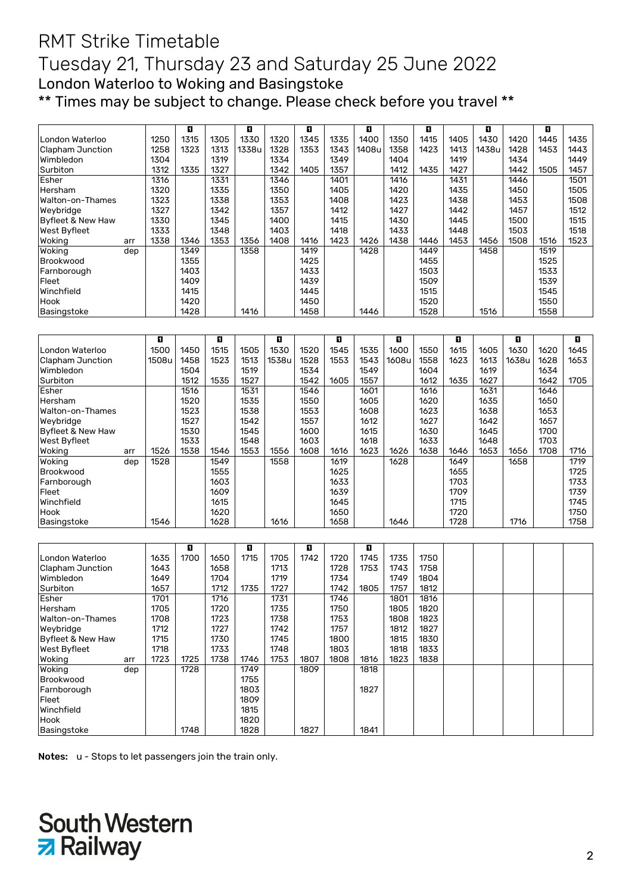# RMT Strike Timetable

# Tuesday 21, Thursday 23 and Saturday 25 June 2022

## London Waterloo to Woking and Basingstoke

## ** Times may be subject to change. Please check before you travel **

| | | | 1 | | 1 | | 1 | | 1 | | 1 | | 1 | | 1 | |
|---|---|---|---|---|---|---|---|---|---|---|---|---|---|---|---|---|
| London Waterloo | | 1250 | 1315 | 1305 | 1330 | 1320 | 1345 | 1335 | 1400 | 1350 | 1415 | 1405 | 1430 | 1420 | 1445 | 1435 |
| Clapham Junction | | 1258 | 1323 | 1313 | 1338u | 1328 | 1353 | 1343 | 1408u | 1358 | 1423 | 1413 | 1438u | 1428 | 1453 | 1443 |
| Wimbledon | | 1304 | | 1319 | | 1334 | | 1349 | | 1404 | | 1419 | | 1434 | | 1449 |
| Surbiton | | 1312 | 1335 | 1327 | | 1342 | 1405 | 1357 | | 1412 | 1435 | 1427 | | 1442 | 1505 | 1457 |
| Esher | | 1316 | | 1331 | | 1346 | | 1401 | | 1416 | | 1431 | | 1446 | | 1501 |
| Hersham | | 1320 | | 1335 | | 1350 | | 1405 | | 1420 | | 1435 | | 1450 | | 1505 |
| Walton-on-Thames | | 1323 | | 1338 | | 1353 | | 1408 | | 1423 | | 1438 | | 1453 | | 1508 |
| Weybridge | | 1327 | | 1342 | | 1357 | | 1412 | | 1427 | | 1442 | | 1457 | | 1512 |
| Byfleet & New Haw | | 1330 | | 1345 | | 1400 | | 1415 | | 1430 | | 1445 | | 1500 | | 1515 |
| West Byfleet | | 1333 | | 1348 | | 1403 | | 1418 | | 1433 | | 1448 | | 1503 | | 1518 |
| Woking | arr | 1338 | 1346 | 1353 | 1356 | 1408 | 1416 | 1423 | 1426 | 1438 | 1446 | 1453 | 1456 | 1508 | 1516 | 1523 |
| Woking | dep | | 1349 | | 1358 | | 1419 | | 1428 | | 1449 | | 1458 | | 1519 | |
| Brookwood | | | 1355 | | | | 1425 | | | | 1455 | | | | 1525 | |
| Farnborough | | | 1403 | | | | 1433 | | | | 1503 | | | | 1533 | |
| Fleet | | | 1409 | | | | 1439 | | | | 1509 | | | | 1539 | |
| Winchfield | | | 1415 | | | | 1445 | | | | 1515 | | | | 1545 | |
| Hook | | | 1420 | | | | 1450 | | | | 1520 | | | | 1550 | |
| Basingstoke | | | 1428 | | 1416 | | 1458 | | 1446 | | 1528 | | 1516 | | 1558 | |

| | | 1 | | 1 | | 1 | | 1 | | 1 | | 1 | | 1 | | 1 |
|---|---|---|---|---|---|---|---|---|---|---|---|---|---|---|---|---|
| London Waterloo | | 1500 | 1450 | 1515 | 1505 | 1530 | 1520 | 1545 | 1535 | 1600 | 1550 | 1615 | 1605 | 1630 | 1620 | 1645 |
| Clapham Junction | | 1508u | 1458 | 1523 | 1513 | 1538u | 1528 | 1553 | 1543 | 1608u | 1558 | 1623 | 1613 | 1638u | 1628 | 1653 |
| Wimbledon | | | 1504 | | 1519 | | 1534 | | 1549 | | 1604 | | 1619 | | 1634 | |
| Surbiton | | | 1512 | 1535 | 1527 | | 1542 | 1605 | 1557 | | 1612 | 1635 | 1627 | | 1642 | 1705 |
| Esher | | | 1516 | | 1531 | | 1546 | | 1601 | | 1616 | | 1631 | | 1646 | |
| Hersham | | | 1520 | | 1535 | | 1550 | | 1605 | | 1620 | | 1635 | | 1650 | |
| Walton-on-Thames | | | 1523 | | 1538 | | 1553 | | 1608 | | 1623 | | 1638 | | 1653 | |
| Weybridge | | | 1527 | | 1542 | | 1557 | | 1612 | | 1627 | | 1642 | | 1657 | |
| Byfleet & New Haw | | | 1530 | | 1545 | | 1600 | | 1615 | | 1630 | | 1645 | | 1700 | |
| West Byfleet | | | 1533 | | 1548 | | 1603 | | 1618 | | 1633 | | 1648 | | 1703 | |
| Woking | arr | 1526 | 1538 | 1546 | 1553 | 1556 | 1608 | 1616 | 1623 | 1626 | 1638 | 1646 | 1653 | 1656 | 1708 | 1716 |
| Woking | dep | 1528 | | 1549 | | 1558 | | 1619 | | 1628 | | 1649 | | 1658 | | 1719 |
| Brookwood | | | | 1555 | | | | 1625 | | | | 1655 | | | | 1725 |
| Farnborough | | | | 1603 | | | | 1633 | | | | 1703 | | | | 1733 |
| Fleet | | | | 1609 | | | | 1639 | | | | 1709 | | | | 1739 |
| Winchfield | | | | 1615 | | | | 1645 | | | | 1715 | | | | 1745 |
| Hook | | | | 1620 | | | | 1650 | | | | 1720 | | | | 1750 |
| Basingstoke | | 1546 | | 1628 | | 1616 | | 1658 | | 1646 | | 1728 | | 1716 | | 1758 |

| | | | 1 | | 1 | | 1 | | 1 | | |
|---|---|---|---|---|---|---|---|---|---|---|---|
| London Waterloo | | 1635 | 1700 | 1650 | 1715 | 1705 | 1742 | 1720 | 1745 | 1735 | 1750 |
| Clapham Junction | | 1643 | | 1658 | | 1713 | | 1728 | 1753 | 1743 | 1758 |
| Wimbledon | | 1649 | | 1704 | | 1719 | | 1734 | | 1749 | 1804 |
| Surbiton | | 1657 | | 1712 | 1735 | 1727 | | 1742 | 1805 | 1757 | 1812 |
| Esher | | 1701 | | 1716 | | 1731 | | 1746 | | 1801 | 1816 |
| Hersham | | 1705 | | 1720 | | 1735 | | 1750 | | 1805 | 1820 |
| Walton-on-Thames | | 1708 | | 1723 | | 1738 | | 1753 | | 1808 | 1823 |
| Weybridge | | 1712 | | 1727 | | 1742 | | 1757 | | 1812 | 1827 |
| Byfleet & New Haw | | 1715 | | 1730 | | 1745 | | 1800 | | 1815 | 1830 |
| West Byfleet | | 1718 | | 1733 | | 1748 | | 1803 | | 1818 | 1833 |
| Woking | arr | 1723 | 1725 | 1738 | 1746 | 1753 | 1807 | 1808 | 1816 | 1823 | 1838 |
| Woking | dep | | 1728 | | 1749 | | 1809 | | 1818 | | |
| Brookwood | | | | | 1755 | | | | | | |
| Farnborough | | | | | 1803 | | | | 1827 | | |
| Fleet | | | | | 1809 | | | | | | |
| Winchfield | | | | | 1815 | | | | | | |
| Hook | | | | | 1820 | | | | | | |
| Basingstoke | | | 1748 | | 1828 | | 1827 | | 1841 | | |

**Notes:** u - Stops to let passengers join the train only.

South Western Railway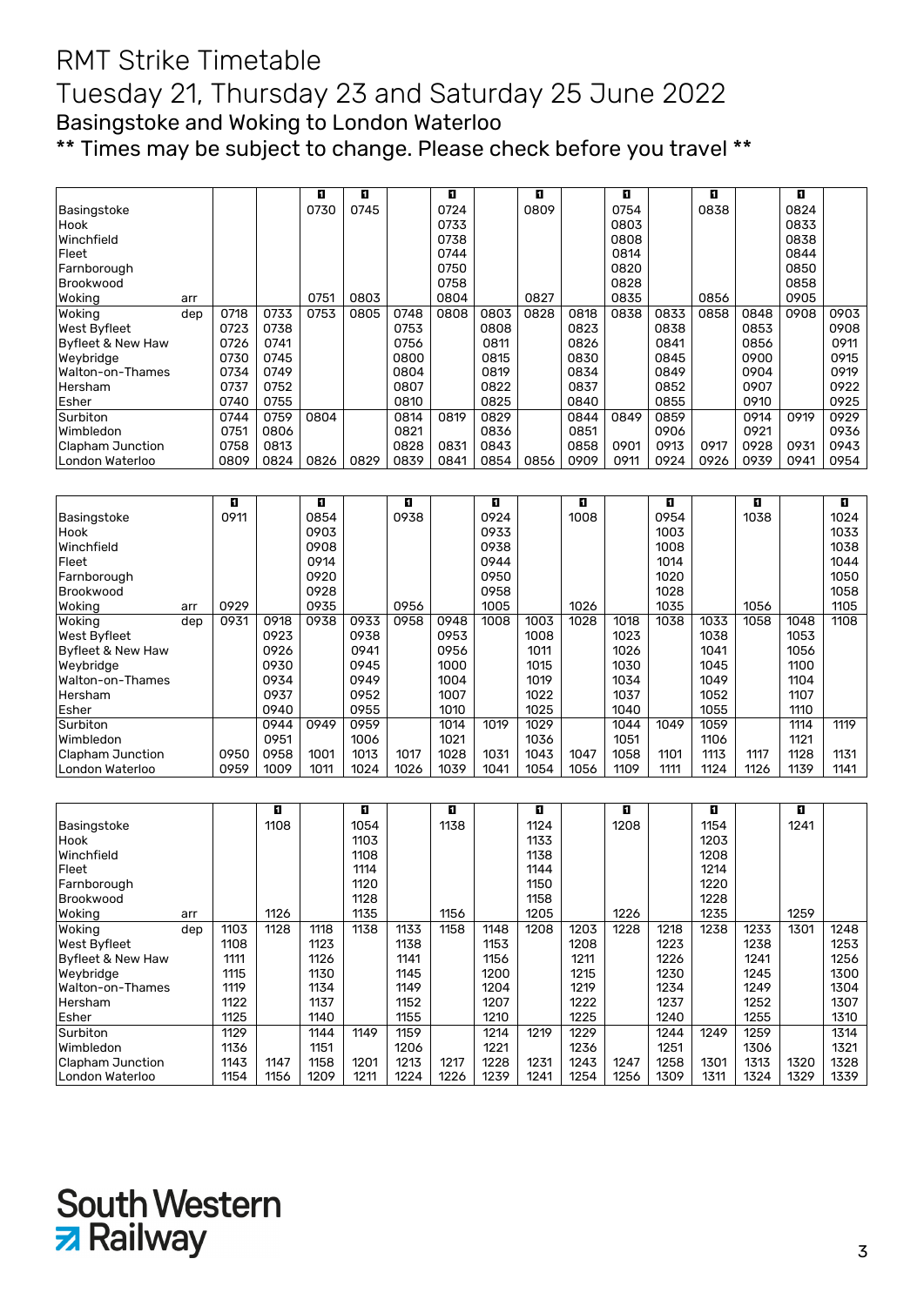# RMT Strike Timetable

## Tuesday 21, Thursday 23 and Saturday 25 June 2022

### Basingstoke and Woking to London Waterloo

** Times may be subject to change. Please check before you travel **

| | | | | 1 | 1 | | 1 | | 1 | | 1 | | 1 | | 1 | |
|---|---|---|---|---|---|---|---|---|---|---|---|---|---|---|---|---|
| Basingstoke | | | | 0730 | 0745 | | 0724 | | 0809 | | 0754 | | 0838 | | 0824 | |
| Hook | | | | | | | 0733 | | | | 0803 | | | | 0833 | |
| Winchfield | | | | | | | 0738 | | | | 0808 | | | | 0838 | |
| Fleet | | | | | | | 0744 | | | | 0814 | | | | 0844 | |
| Farnborough | | | | | | | 0750 | | | | 0820 | | | | 0850 | |
| Brookwood | | | | | | | 0758 | | | | 0828 | | | | 0858 | |
| Woking | arr | | | 0751 | 0803 | | 0804 | | 0827 | | 0835 | | 0856 | | 0905 | |
| Woking | dep | 0718 | 0733 | 0753 | 0805 | 0748 | 0808 | 0803 | 0828 | 0818 | 0838 | 0833 | 0858 | 0848 | 0908 | 0903 |
| West Byfleet | | 0723 | 0738 | | | 0753 | | 0808 | | 0823 | | 0838 | | 0853 | | 0908 |
| Byfleet & New Haw | | 0726 | 0741 | | | 0756 | | 0811 | | 0826 | | 0841 | | 0856 | | 0911 |
| Weybridge | | 0730 | 0745 | | | 0800 | | 0815 | | 0830 | | 0845 | | 0900 | | 0915 |
| Walton-on-Thames | | 0734 | 0749 | | | 0804 | | 0819 | | 0834 | | 0849 | | 0904 | | 0919 |
| Hersham | | 0737 | 0752 | | | 0807 | | 0822 | | 0837 | | 0852 | | 0907 | | 0922 |
| Esher | | 0740 | 0755 | | | 0810 | | 0825 | | 0840 | | 0855 | | 0910 | | 0925 |
| Surbiton | | 0744 | 0759 | 0804 | | 0814 | 0819 | 0829 | | 0844 | 0849 | 0859 | | 0914 | 0919 | 0929 |
| Wimbledon | | 0751 | 0806 | | | 0821 | | 0836 | | 0851 | | 0906 | | 0921 | | 0936 |
| Clapham Junction | | 0758 | 0813 | | | 0828 | 0831 | 0843 | | 0858 | 0901 | 0913 | 0917 | 0928 | 0931 | 0943 |
| London Waterloo | | 0809 | 0824 | 0826 | 0829 | 0839 | 0841 | 0854 | 0856 | 0909 | 0911 | 0924 | 0926 | 0939 | 0941 | 0954 |

| | | 1 | | 1 | | 1 | | 1 | | 1 | | 1 | | 1 | | 1 |
|---|---|---|---|---|---|---|---|---|---|---|---|---|---|---|---|---|
| Basingstoke | | 0911 | | 0854 | | 0938 | | 0924 | | 1008 | | 0954 | | 1038 | | 1024 |
| Hook | | | | 0903 | | | | 0933 | | | | 1003 | | | | 1033 |
| Winchfield | | | | 0908 | | | | 0938 | | | | 1008 | | | | 1038 |
| Fleet | | | | 0914 | | | | 0944 | | | | 1014 | | | | 1044 |
| Farnborough | | | | 0920 | | | | 0950 | | | | 1020 | | | | 1050 |
| Brookwood | | | | 0928 | | | | 0958 | | | | 1028 | | | | 1058 |
| Woking | arr | 0929 | | 0935 | | 0956 | | 1005 | | 1026 | | 1035 | | 1056 | | 1105 |
| Woking | dep | 0931 | 0918 | 0938 | 0933 | 0958 | 0948 | 1008 | 1003 | 1028 | 1018 | 1038 | 1033 | 1058 | 1048 | 1108 |
| West Byfleet | | | 0923 | | 0938 | | 0953 | | 1008 | | 1023 | | 1038 | | 1053 | |
| Byfleet & New Haw | | | 0926 | | 0941 | | 0956 | | 1011 | | 1026 | | 1041 | | 1056 | |
| Weybridge | | | 0930 | | 0945 | | 1000 | | 1015 | | 1030 | | 1045 | | 1100 | |
| Walton-on-Thames | | | 0934 | | 0949 | | 1004 | | 1019 | | 1034 | | 1049 | | 1104 | |
| Hersham | | | 0937 | | 0952 | | 1007 | | 1022 | | 1037 | | 1052 | | 1107 | |
| Esher | | | 0940 | | 0955 | | 1010 | | 1025 | | 1040 | | 1055 | | 1110 | |
| Surbiton | | | 0944 | 0949 | 0959 | | 1014 | 1019 | 1029 | | 1044 | 1049 | 1059 | | 1114 | 1119 |
| Wimbledon | | | 0951 | | 1006 | | 1021 | | 1036 | | 1051 | | 1106 | | 1121 | |
| Clapham Junction | | 0950 | 0958 | 1001 | 1013 | 1017 | 1028 | 1031 | 1043 | 1047 | 1058 | 1101 | 1113 | 1117 | 1128 | 1131 |
| London Waterloo | | 0959 | 1009 | 1011 | 1024 | 1026 | 1039 | 1041 | 1054 | 1056 | 1109 | 1111 | 1124 | 1126 | 1139 | 1141 |

| | | | 1 | | 1 | | 1 | | 1 | | 1 | | 1 | | 1 | |
|---|---|---|---|---|---|---|---|---|---|---|---|---|---|---|---|---|
| Basingstoke | | | 1108 | | 1054 | | 1138 | | 1124 | | 1208 | | 1154 | | 1241 | |
| Hook | | | | | 1103 | | | | 1133 | | | | 1203 | | | |
| Winchfield | | | | | 1108 | | | | 1138 | | | | 1208 | | | |
| Fleet | | | | | 1114 | | | | 1144 | | | | 1214 | | | |
| Farnborough | | | | | 1120 | | | | 1150 | | | | 1220 | | | |
| Brookwood | | | | | 1128 | | | | 1158 | | | | 1228 | | | |
| Woking | arr | | 1126 | | 1135 | | 1156 | | 1205 | | 1226 | | 1235 | | 1259 | |
| Woking | dep | 1103 | 1128 | 1118 | 1138 | 1133 | 1158 | 1148 | 1208 | 1203 | 1228 | 1218 | 1238 | 1233 | 1301 | 1248 |
| West Byfleet | | 1108 | | 1123 | | 1138 | | 1153 | | 1208 | | 1223 | | 1238 | | 1253 |
| Byfleet & New Haw | | 1111 | | 1126 | | 1141 | | 1156 | | 1211 | | 1226 | | 1241 | | 1256 |
| Weybridge | | 1115 | | 1130 | | 1145 | | 1200 | | 1215 | | 1230 | | 1245 | | 1300 |
| Walton-on-Thames | | 1119 | | 1134 | | 1149 | | 1204 | | 1219 | | 1234 | | 1249 | | 1304 |
| Hersham | | 1122 | | 1137 | | 1152 | | 1207 | | 1222 | | 1237 | | 1252 | | 1307 |
| Esher | | 1125 | | 1140 | | 1155 | | 1210 | | 1225 | | 1240 | | 1255 | | 1310 |
| Surbiton | | 1129 | | 1144 | 1149 | 1159 | | 1214 | 1219 | 1229 | | 1244 | 1249 | 1259 | | 1314 |
| Wimbledon | | 1136 | | 1151 | | 1206 | | 1221 | | 1236 | | 1251 | | 1306 | | 1321 |
| Clapham Junction | | 1143 | 1147 | 1158 | 1201 | 1213 | 1217 | 1228 | 1231 | 1243 | 1247 | 1258 | 1301 | 1313 | 1320 | 1328 |
| London Waterloo | | 1154 | 1156 | 1209 | 1211 | 1224 | 1226 | 1239 | 1241 | 1254 | 1256 | 1309 | 1311 | 1324 | 1329 | 1339 |

South Western Railway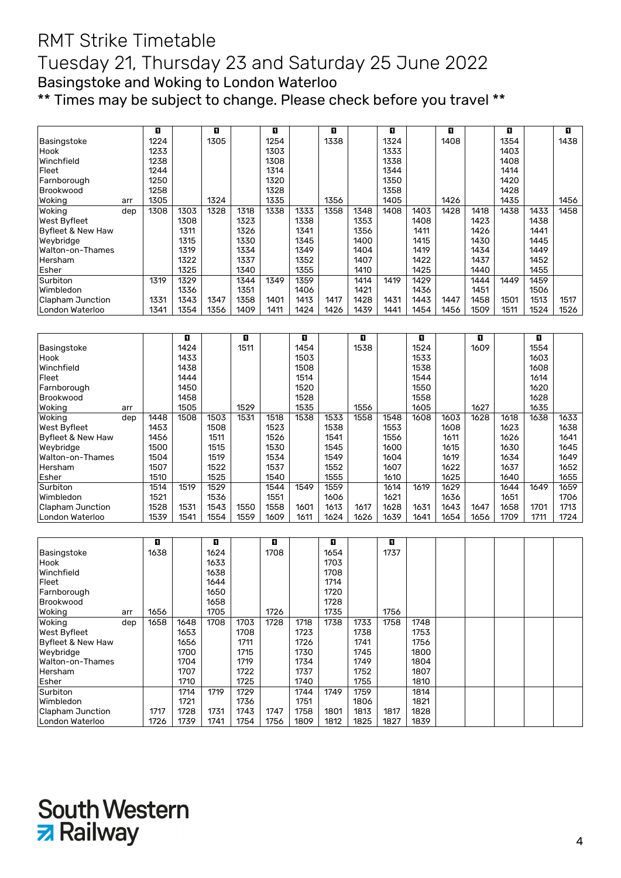# RMT Strike Timetable

# Tuesday 21, Thursday 23 and Saturday 25 June 2022

## Basingstoke and Woking to London Waterloo

## ** Times may be subject to change. Please check before you travel **

| | | | | | | | | | | | | | | | | |
|---|---|---|---|---|---|---|---|---|---|---|---|---|---|---|---|---|
| | | 1 | | 1 | | 1 | | 1 | | 1 | | 1 | | 1 | | 1 |
| Basingstoke | | 1224 | | 1305 | | 1254 | | 1338 | | 1324 | | 1408 | | 1354 | | 1438 |
| Hook | | 1233 | | | | 1303 | | | | 1333 | | | | 1403 | | |
| Winchfield | | 1238 | | | | 1308 | | | | 1338 | | | | 1408 | | |
| Fleet | | 1244 | | | | 1314 | | | | 1344 | | | | 1414 | | |
| Farnborough | | 1250 | | | | 1320 | | | | 1350 | | | | 1420 | | |
| Brookwood | | 1258 | | | | 1328 | | | | 1358 | | | | 1428 | | |
| Woking | arr | 1305 | | 1324 | | 1335 | | 1356 | | 1405 | | 1426 | | 1435 | | 1456 |
| Woking | dep | 1308 | 1303 | 1328 | 1318 | 1338 | 1333 | 1358 | 1348 | 1408 | 1403 | 1428 | 1418 | 1438 | 1433 | 1458 |
| West Byfleet | | | 1308 | | 1323 | | 1338 | | 1353 | | 1408 | | 1423 | | 1438 | |
| Byfleet & New Haw | | | 1311 | | 1326 | | 1341 | | 1356 | | 1411 | | 1426 | | 1441 | |
| Weybridge | | | 1315 | | 1330 | | 1345 | | 1400 | | 1415 | | 1430 | | 1445 | |
| Walton-on-Thames | | | 1319 | | 1334 | | 1349 | | 1404 | | 1419 | | 1434 | | 1449 | |
| Hersham | | | 1322 | | 1337 | | 1352 | | 1407 | | 1422 | | 1437 | | 1452 | |
| Esher | | | 1325 | | 1340 | | 1355 | | 1410 | | 1425 | | 1440 | | 1455 | |
| Surbiton | | 1319 | 1329 | | 1344 | 1349 | 1359 | | 1414 | 1419 | 1429 | | 1444 | 1449 | 1459 | |
| Wimbledon | | | 1336 | | 1351 | | 1406 | | 1421 | | 1436 | | 1451 | | 1506 | |
| Clapham Junction | | 1331 | 1343 | 1347 | 1358 | 1401 | 1413 | 1417 | 1428 | 1431 | 1443 | 1447 | 1458 | 1501 | 1513 | 1517 |
| London Waterloo | | 1341 | 1354 | 1356 | 1409 | 1411 | 1424 | 1426 | 1439 | 1441 | 1454 | 1456 | 1509 | 1511 | 1524 | 1526 |

| | | | | | | | | | | | | | | | | |
|---|---|---|---|---|---|---|---|---|---|---|---|---|---|---|---|---|
| | | | 1 | | 1 | | 1 | | 1 | | 1 | | 1 | | 1 | |
| Basingstoke | | | 1424 | | 1511 | | 1454 | | 1538 | | 1524 | | 1609 | | 1554 | |
| Hook | | | 1433 | | | | 1503 | | | | 1533 | | | | 1603 | |
| Winchfield | | | 1438 | | | | 1508 | | | | 1538 | | | | 1608 | |
| Fleet | | | 1444 | | | | 1514 | | | | 1544 | | | | 1614 | |
| Farnborough | | | 1450 | | | | 1520 | | | | 1550 | | | | 1620 | |
| Brookwood | | | 1458 | | | | 1528 | | | | 1558 | | | | 1628 | |
| Woking | arr | | 1505 | | 1529 | | 1535 | | 1556 | | 1605 | | 1627 | | 1635 | |
| Woking | dep | 1448 | 1508 | 1503 | 1531 | 1518 | 1538 | 1533 | 1558 | 1548 | 1608 | 1603 | 1628 | 1618 | 1638 | 1633 |
| West Byfleet | | 1453 | | 1508 | | 1523 | | 1538 | | 1553 | | 1608 | | 1623 | | 1638 |
| Byfleet & New Haw | | 1456 | | 1511 | | 1526 | | 1541 | | 1556 | | 1611 | | 1626 | | 1641 |
| Weybridge | | 1500 | | 1515 | | 1530 | | 1545 | | 1600 | | 1615 | | 1630 | | 1645 |
| Walton-on-Thames | | 1504 | | 1519 | | 1534 | | 1549 | | 1604 | | 1619 | | 1634 | | 1649 |
| Hersham | | 1507 | | 1522 | | 1537 | | 1552 | | 1607 | | 1622 | | 1637 | | 1652 |
| Esher | | 1510 | | 1525 | | 1540 | | 1555 | | 1610 | | 1625 | | 1640 | | 1655 |
| Surbiton | | 1514 | 1519 | 1529 | | 1544 | 1549 | 1559 | | 1614 | 1619 | 1629 | | 1644 | 1649 | 1659 |
| Wimbledon | | 1521 | | 1536 | | 1551 | | 1606 | | 1621 | | 1636 | | 1651 | | 1706 |
| Clapham Junction | | 1528 | 1531 | 1543 | 1550 | 1558 | 1601 | 1613 | 1617 | 1628 | 1631 | 1643 | 1647 | 1658 | 1701 | 1713 |
| London Waterloo | | 1539 | 1541 | 1554 | 1559 | 1609 | 1611 | 1624 | 1626 | 1639 | 1641 | 1654 | 1656 | 1709 | 1711 | 1724 |

| | | | | | | | | | | | | | | | | |
|---|---|---|---|---|---|---|---|---|---|---|---|---|---|---|---|---|
| | | 1 | | 1 | | 1 | | 1 | | 1 | | | | | | |
| Basingstoke | | 1638 | | 1624 | | 1708 | | 1654 | | 1737 | | | | | | |
| Hook | | | | 1633 | | | | 1703 | | | | | | | | |
| Winchfield | | | | 1638 | | | | 1708 | | | | | | | | |
| Fleet | | | | 1644 | | | | 1714 | | | | | | | | |
| Farnborough | | | | 1650 | | | | 1720 | | | | | | | | |
| Brookwood | | | | 1658 | | | | 1728 | | | | | | | | |
| Woking | arr | 1656 | | 1705 | | 1726 | | 1735 | | 1756 | | | | | | |
| Woking | dep | 1658 | 1648 | 1708 | 1703 | 1728 | 1718 | 1738 | 1733 | 1758 | 1748 | | | | | |
| West Byfleet | | | 1653 | | 1708 | | 1723 | | 1738 | | 1753 | | | | | |
| Byfleet & New Haw | | | 1656 | | 1711 | | 1726 | | 1741 | | 1756 | | | | | |
| Weybridge | | | 1700 | | 1715 | | 1730 | | 1745 | | 1800 | | | | | |
| Walton-on-Thames | | | 1704 | | 1719 | | 1734 | | 1749 | | 1804 | | | | | |
| Hersham | | | 1707 | | 1722 | | 1737 | | 1752 | | 1807 | | | | | |
| Esher | | | 1710 | | 1725 | | 1740 | | 1755 | | 1810 | | | | | |
| Surbiton | | | 1714 | 1719 | 1729 | | 1744 | 1749 | 1759 | | 1814 | | | | | |
| Wimbledon | | | 1721 | | 1736 | | 1751 | | 1806 | | 1821 | | | | | |
| Clapham Junction | | 1717 | 1728 | 1731 | 1743 | 1747 | 1758 | 1801 | 1813 | 1817 | 1828 | | | | | |
| London Waterloo | | 1726 | 1739 | 1741 | 1754 | 1756 | 1809 | 1812 | 1825 | 1827 | 1839 | | | | | |

South Western Railway